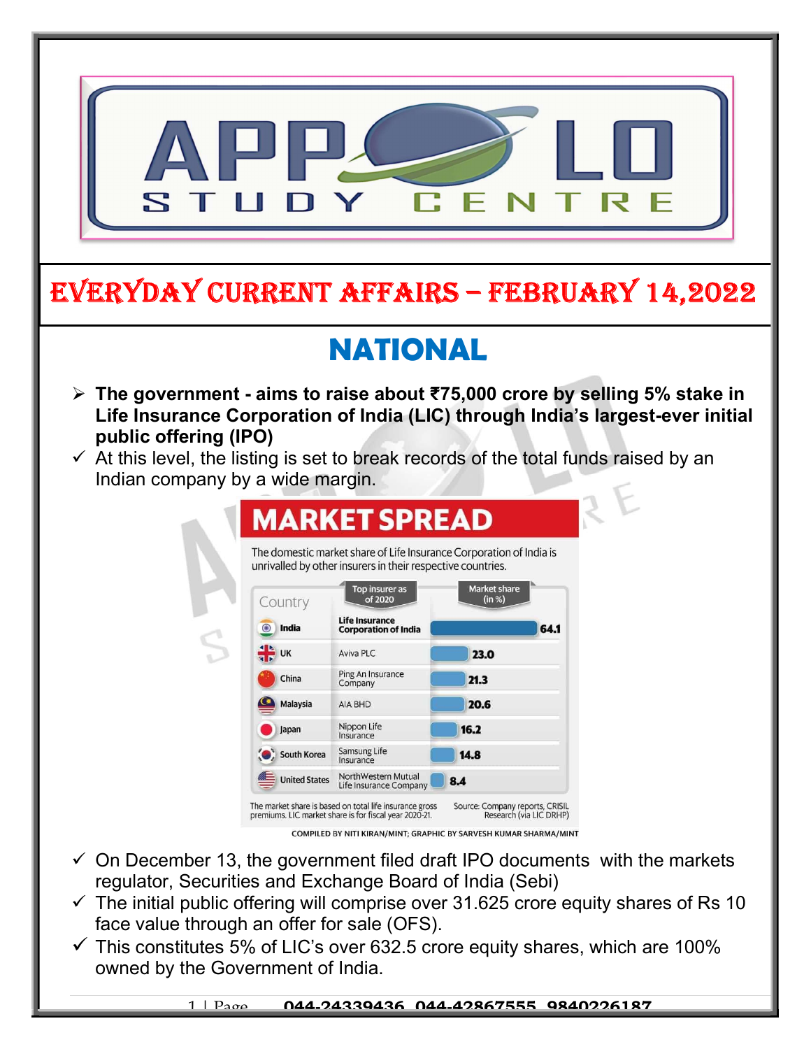# EVERYDAY CURRENT AFFAIRS – FEBRUARY 14,2022

## NATIONAL

- **The government - aims to raise about ₹75,000 crore by selling 5% stake in Life Insurance Corporation of India (LIC) through India's largest-ever initial public offering (IPO)**
  - ✓ At this level, the listing is set to break records of the total funds raised by an Indian company by a wide margin.

**MARKET SPREAD**

The domestic market share of Life Insurance Corporation of India is unrivalled by other insurers in their respective countries.

| Country | Top insurer as of 2020 | Market share (in %) |
|---|---|---|
| India | Life Insurance Corporation of India | 64.1 |
| UK | Aviva PLC | 23.0 |
| China | Ping An Insurance Company | 21.3 |
| Malaysia | AIA BHD | 20.6 |
| Japan | Nippon Life Insurance | 16.2 |
| South Korea | Samsung Life Insurance | 14.8 |
| United States | NorthWestern Mutual Life Insurance Company | 8.4 |

The market share is based on total life insurance gross premiums. LIC market share is for fiscal year 2020-21.

Source: Company reports, CRISIL Research (via LIC DRHP)

COMPILED BY NITI KIRAN/MINT; GRAPHIC BY SARVESH KUMAR SHARMA/MINT

- ✓ On December 13, the government filed draft IPO documents with the markets regulator, Securities and Exchange Board of India (Sebi)
- ✓ The initial public offering will comprise over 31.625 crore equity shares of Rs 10 face value through an offer for sale (OFS).
- ✓ This constitutes 5% of LIC's over 632.5 crore equity shares, which are 100% owned by the Government of India.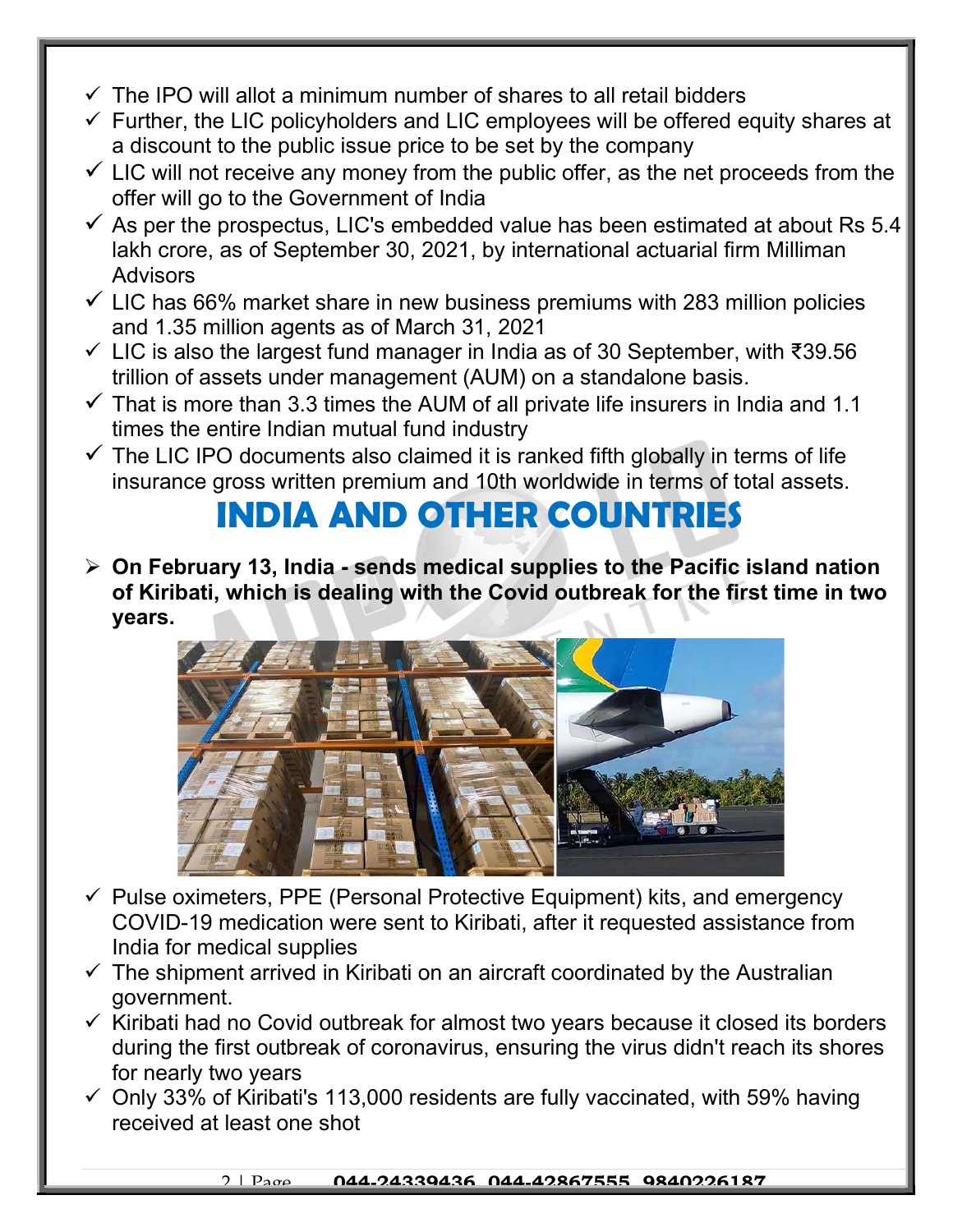- The IPO will allot a minimum number of shares to all retail bidders
- Further, the LIC policyholders and LIC employees will be offered equity shares at a discount to the public issue price to be set by the company
- LIC will not receive any money from the public offer, as the net proceeds from the offer will go to the Government of India
- As per the prospectus, LIC's embedded value has been estimated at about Rs 5.4 lakh crore, as of September 30, 2021, by international actuarial firm Milliman Advisors
- LIC has 66% market share in new business premiums with 283 million policies and 1.35 million agents as of March 31, 2021
- LIC is also the largest fund manager in India as of 30 September, with ₹39.56 trillion of assets under management (AUM) on a standalone basis.
- That is more than 3.3 times the AUM of all private life insurers in India and 1.1 times the entire Indian mutual fund industry
- The LIC IPO documents also claimed it is ranked fifth globally in terms of life insurance gross written premium and 10th worldwide in terms of total assets.

# INDIA AND OTHER COUNTRIES

- **On February 13, India - sends medical supplies to the Pacific island nation of Kiribati, which is dealing with the Covid outbreak for the first time in two years.**

- Pulse oximeters, PPE (Personal Protective Equipment) kits, and emergency COVID-19 medication were sent to Kiribati, after it requested assistance from India for medical supplies
- The shipment arrived in Kiribati on an aircraft coordinated by the Australian government.
- Kiribati had no Covid outbreak for almost two years because it closed its borders during the first outbreak of coronavirus, ensuring the virus didn't reach its shores for nearly two years
- Only 33% of Kiribati's 113,000 residents are fully vaccinated, with 59% having received at least one shot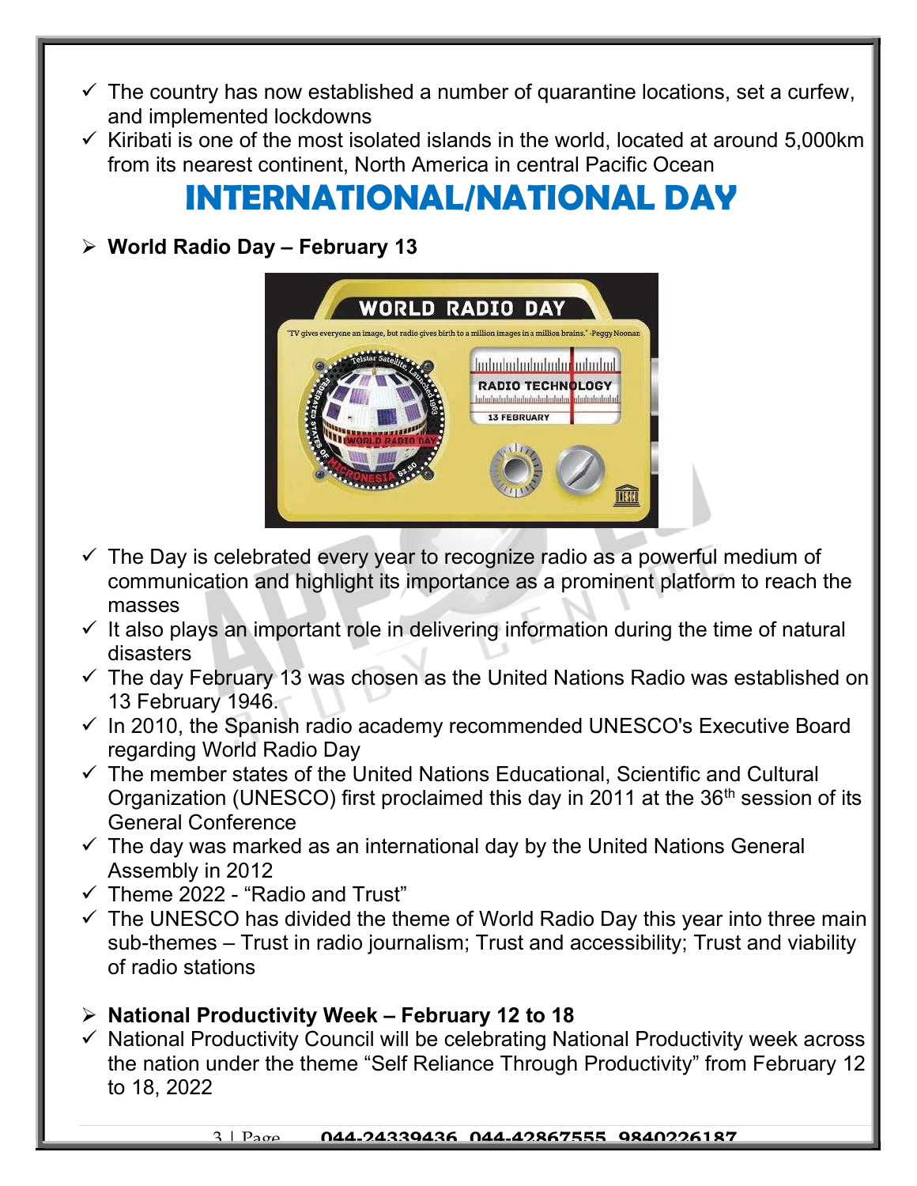- ✓ The country has now established a number of quarantine locations, set a curfew, and implemented lockdowns
- ✓ Kiribati is one of the most isolated islands in the world, located at around 5,000km from its nearest continent, North America in central Pacific Ocean

# INTERNATIONAL/NATIONAL DAY

- **World Radio Day – February 13**

- ✓ The Day is celebrated every year to recognize radio as a powerful medium of communication and highlight its importance as a prominent platform to reach the masses
- ✓ It also plays an important role in delivering information during the time of natural disasters
- ✓ The day February 13 was chosen as the United Nations Radio was established on 13 February 1946.
- ✓ In 2010, the Spanish radio academy recommended UNESCO's Executive Board regarding World Radio Day
- ✓ The member states of the United Nations Educational, Scientific and Cultural Organization (UNESCO) first proclaimed this day in 2011 at the 36th session of its General Conference
- ✓ The day was marked as an international day by the United Nations General Assembly in 2012
- ✓ Theme 2022 - "Radio and Trust"
- ✓ The UNESCO has divided the theme of World Radio Day this year into three main sub-themes – Trust in radio journalism; Trust and accessibility; Trust and viability of radio stations

- **National Productivity Week – February 12 to 18**

- ✓ National Productivity Council will be celebrating National Productivity week across the nation under the theme "Self Reliance Through Productivity" from February 12 to 18, 2022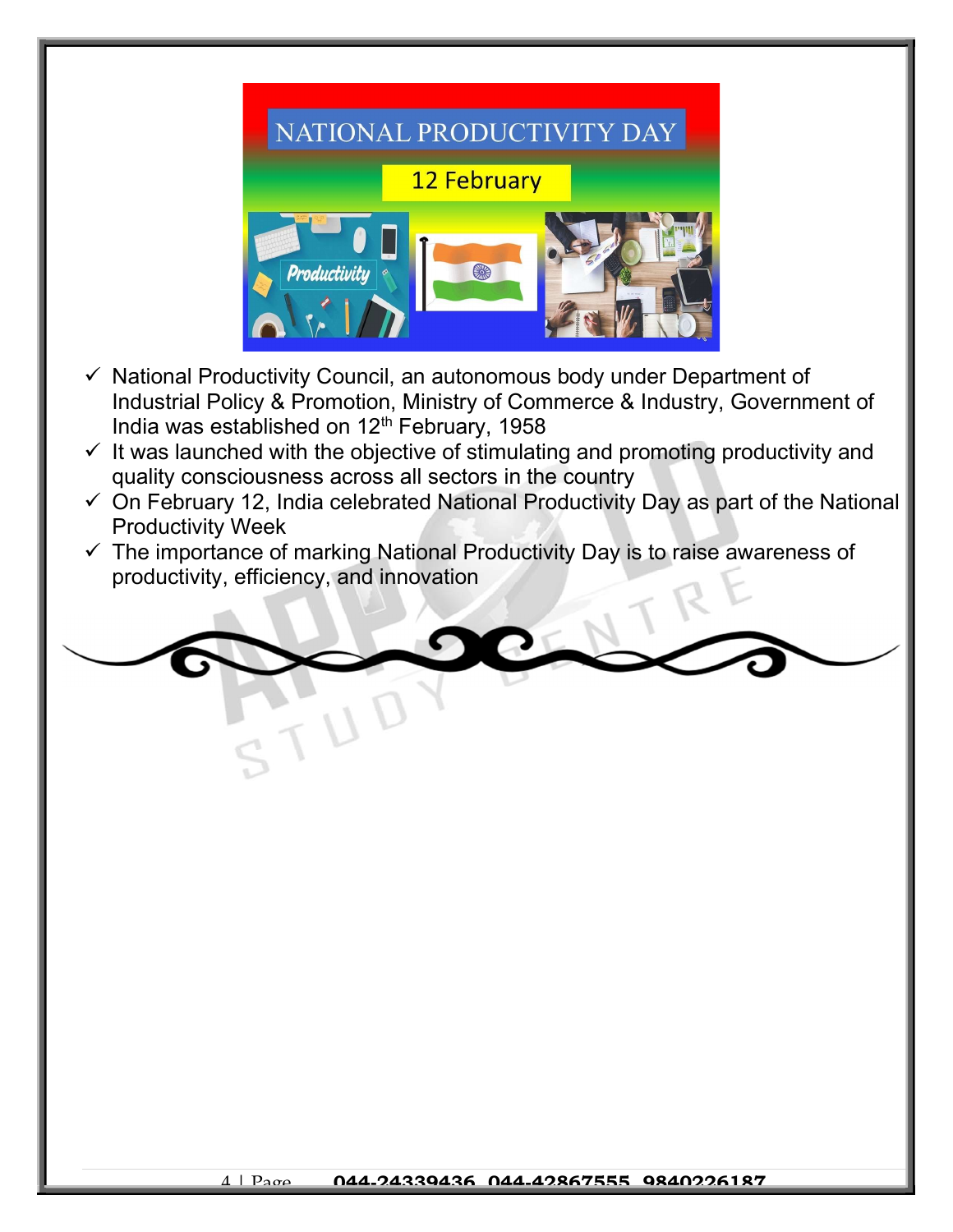# NATIONAL PRODUCTIVITY DAY

12 February

- National Productivity Council, an autonomous body under Department of Industrial Policy & Promotion, Ministry of Commerce & Industry, Government of India was established on 12th February, 1958
- It was launched with the objective of stimulating and promoting productivity and quality consciousness across all sectors in the country
- On February 12, India celebrated National Productivity Day as part of the National Productivity Week
- The importance of marking National Productivity Day is to raise awareness of productivity, efficiency, and innovation